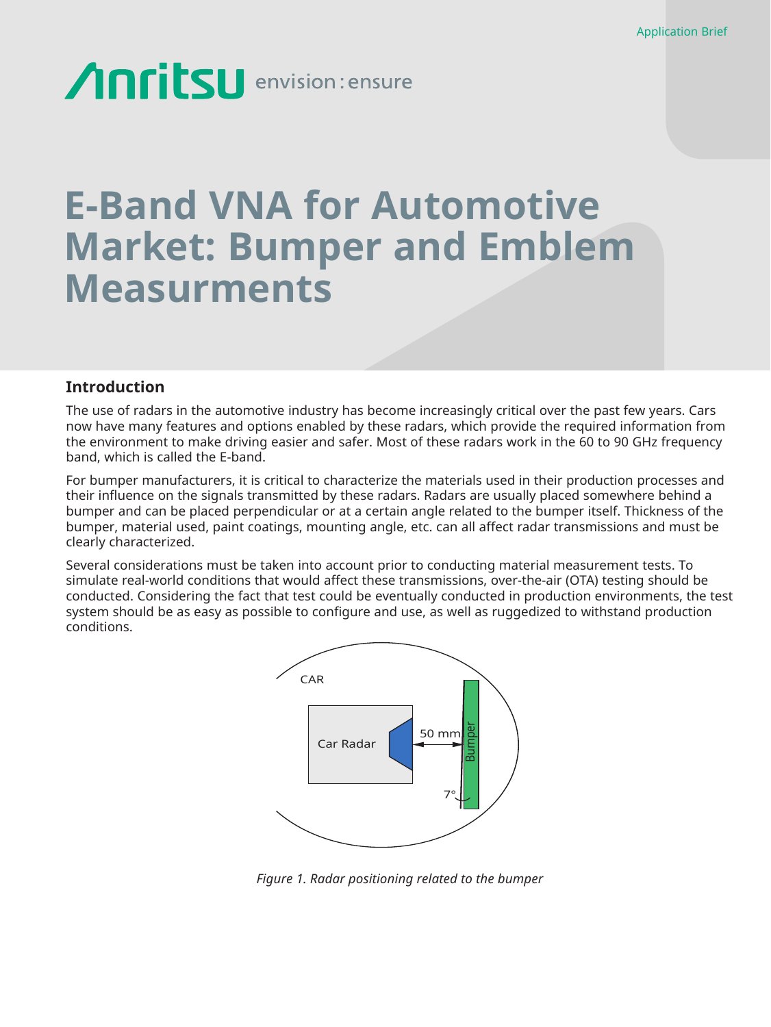Application Brief

# E-Band VNA for Automotive Market: Bumper and Emblem Measurments

## Introduction

The use of radars in the automotive industry has become increasingly critical over the past few years. Cars now have many features and options enabled by these radars, which provide the required information from the environment to make driving easier and safer. Most of these radars work in the 60 to 90 GHz frequency band, which is called the E-band.

For bumper manufacturers, it is critical to characterize the materials used in their production processes and their influence on the signals transmitted by these radars. Radars are usually placed somewhere behind a bumper and can be placed perpendicular or at a certain angle related to the bumper itself. Thickness of the bumper, material used, paint coatings, mounting angle, etc. can all affect radar transmissions and must be clearly characterized.

Several considerations must be taken into account prior to conducting material measurement tests. To simulate real-world conditions that would affect these transmissions, over-the-air (OTA) testing should be conducted. Considering the fact that test could be eventually conducted in production environments, the test system should be as easy as possible to configure and use, as well as ruggedized to withstand production conditions.

*Figure 1. Radar positioning related to the bumper*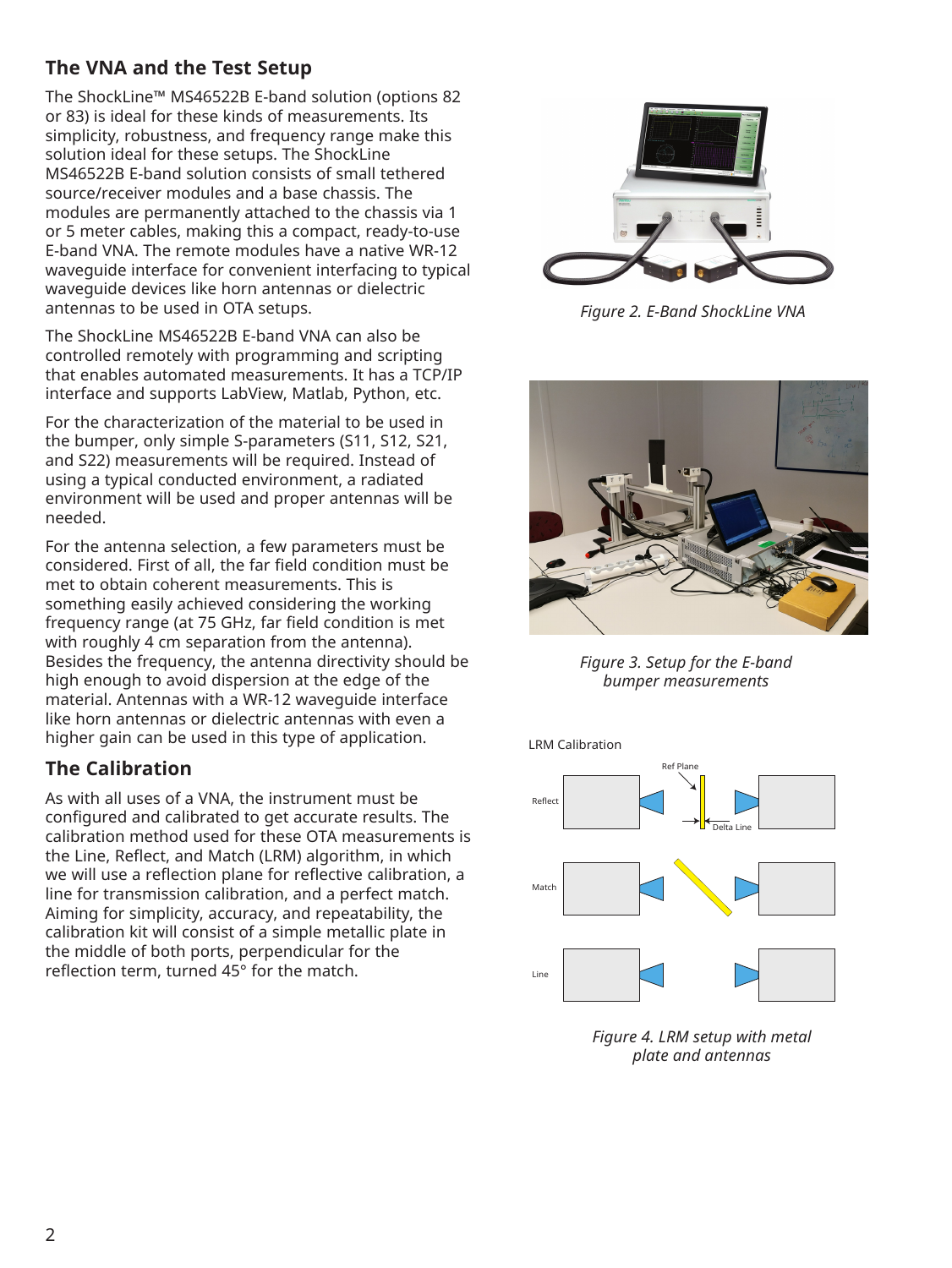## The VNA and the Test Setup

The ShockLine™ MS46522B E-band solution (options 82 or 83) is ideal for these kinds of measurements. Its simplicity, robustness, and frequency range make this solution ideal for these setups. The ShockLine MS46522B E-band solution consists of small tethered source/receiver modules and a base chassis. The modules are permanently attached to the chassis via 1 or 5 meter cables, making this a compact, ready-to-use E-band VNA. The remote modules have a native WR-12 waveguide interface for convenient interfacing to typical waveguide devices like horn antennas or dielectric antennas to be used in OTA setups.

The ShockLine MS46522B E-band VNA can also be controlled remotely with programming and scripting that enables automated measurements. It has a TCP/IP interface and supports LabView, Matlab, Python, etc.

For the characterization of the material to be used in the bumper, only simple S-parameters (S11, S12, S21, and S22) measurements will be required. Instead of using a typical conducted environment, a radiated environment will be used and proper antennas will be needed.

For the antenna selection, a few parameters must be considered. First of all, the far field condition must be met to obtain coherent measurements. This is something easily achieved considering the working frequency range (at 75 GHz, far field condition is met with roughly 4 cm separation from the antenna). Besides the frequency, the antenna directivity should be high enough to avoid dispersion at the edge of the material. Antennas with a WR-12 waveguide interface like horn antennas or dielectric antennas with even a higher gain can be used in this type of application.

## The Calibration

As with all uses of a VNA, the instrument must be configured and calibrated to get accurate results. The calibration method used for these OTA measurements is the Line, Reflect, and Match (LRM) algorithm, in which we will use a reflection plane for reflective calibration, a line for transmission calibration, and a perfect match. Aiming for simplicity, accuracy, and repeatability, the calibration kit will consist of a simple metallic plate in the middle of both ports, perpendicular for the reflection term, turned 45° for the match.

*Figure 2. E-Band ShockLine VNA*

*Figure 3. Setup for the E-band bumper measurements*

LRM Calibration

Ref Plane

Reflect

Delta Line

Match

Line

*Figure 4. LRM setup with metal plate and antennas*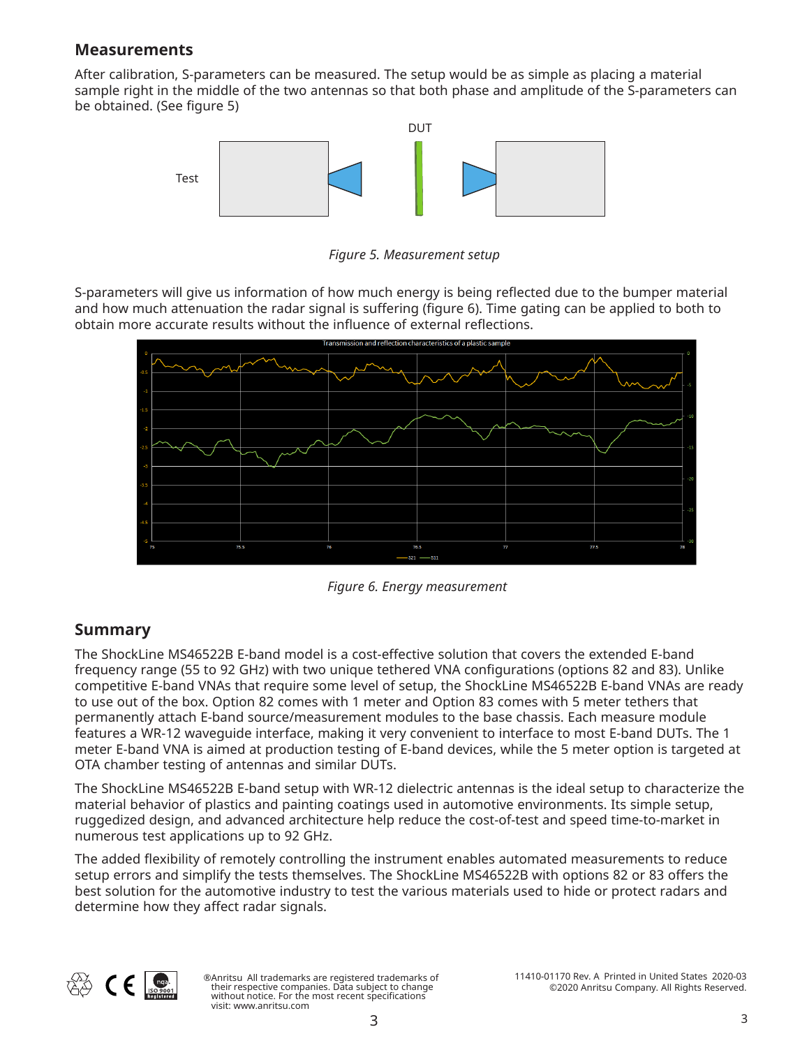## Measurements

After calibration, S-parameters can be measured. The setup would be as simple as placing a material sample right in the middle of the two antennas so that both phase and amplitude of the S-parameters can be obtained. (See figure 5)

DUT

Test

*Figure 5. Measurement setup*

S-parameters will give us information of how much energy is being reflected due to the bumper material and how much attenuation the radar signal is suffering (figure 6). Time gating can be applied to both to obtain more accurate results without the influence of external reflections.

Transmission and reflection characteristics of a plastic sample

0
-0.5
-1
-1.5
-2
-2.5
-3
-3.5
-4
-4.5
-5

0
-5
-10
-15
-20
-25
-30

75
75.5
76
76.5
77
77.5
78

S21
S11

*Figure 6. Energy measurement*

## Summary

The ShockLine MS46522B E-band model is a cost-effective solution that covers the extended E-band frequency range (55 to 92 GHz) with two unique tethered VNA configurations (options 82 and 83). Unlike competitive E-band VNAs that require some level of setup, the ShockLine MS46522B E-band VNAs are ready to use out of the box. Option 82 comes with 1 meter and Option 83 comes with 5 meter tethers that permanently attach E-band source/measurement modules to the base chassis. Each measure module features a WR-12 waveguide interface, making it very convenient to interface to most E-band DUTs. The 1 meter E-band VNA is aimed at production testing of E-band devices, while the 5 meter option is targeted at OTA chamber testing of antennas and similar DUTs.

The ShockLine MS46522B E-band setup with WR-12 dielectric antennas is the ideal setup to characterize the material behavior of plastics and painting coatings used in automotive environments. Its simple setup, ruggedized design, and advanced architecture help reduce the cost-of-test and speed time-to-market in numerous test applications up to 92 GHz.

The added flexibility of remotely controlling the instrument enables automated measurements to reduce setup errors and simplify the tests themselves. The ShockLine MS46522B with options 82 or 83 offers the best solution for the automotive industry to test the various materials used to hide or protect radars and determine how they affect radar signals.

®Anritsu All trademarks are registered trademarks of their respective companies. Data subject to change without notice. For the most recent specifications visit: www.anritsu.com

11410-01170 Rev. A Printed in United States 2020-03
©2020 Anritsu Company. All Rights Reserved.